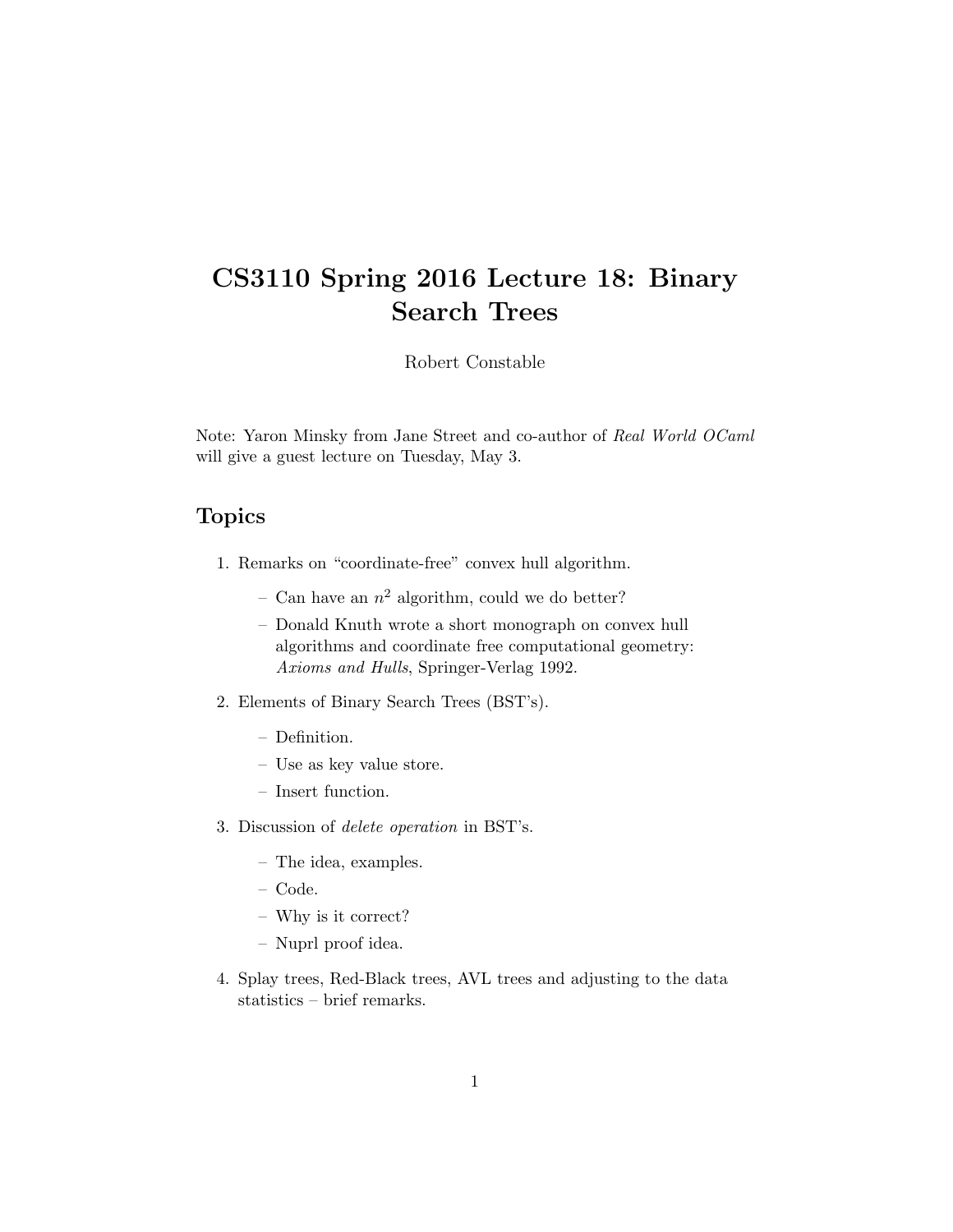# CS3110 Spring 2016 Lecture 18: Binary Search Trees

Robert Constable

Note: Yaron Minsky from Jane Street and co-author of *Real World OCaml* will give a guest lecture on Tuesday, May 3.

## Topics

1. Remarks on "coordinate-free" convex hull algorithm.
   - Can have an $n^2$ algorithm, could we do better?
   - Donald Knuth wrote a short monograph on convex hull algorithms and coordinate free computational geometry: *Axioms and Hulls*, Springer-Verlag 1992.
2. Elements of Binary Search Trees (BST's).
   - Definition.
   - Use as key value store.
   - Insert function.
3. Discussion of *delete operation* in BST's.
   - The idea, examples.
   - Code.
   - Why is it correct?
   - Nuprl proof idea.
4. Splay trees, Red-Black trees, AVL trees and adjusting to the data statistics – brief remarks.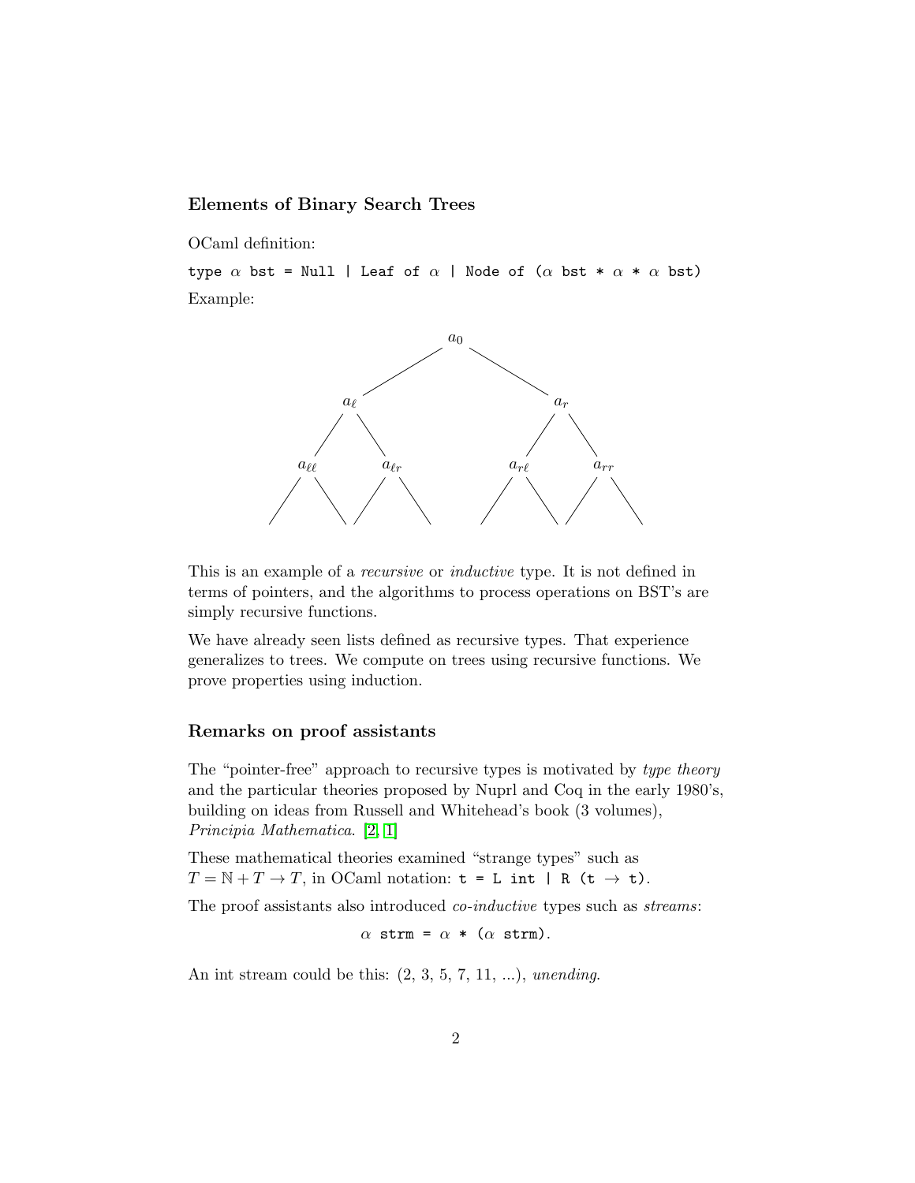### Elements of Binary Search Trees

OCaml definition:

```
type α bst = Null | Leaf of α | Node of (α bst * α * α bst)
```

Example:

$a_0$, $a_\ell$, $a_r$, $a_{\ell\ell}$, $a_{\ell r}$, $a_{r\ell}$, $a_{rr}$

This is an example of a *recursive* or *inductive* type. It is not defined in terms of pointers, and the algorithms to process operations on BST's are simply recursive functions.

We have already seen lists defined as recursive types. That experience generalizes to trees. We compute on trees using recursive functions. We prove properties using induction.

### Remarks on proof assistants

The "pointer-free" approach to recursive types is motivated by *type theory* and the particular theories proposed by Nuprl and Coq in the early 1980's, building on ideas from Russell and Whitehead's book (3 volumes), *Principia Mathematica*. [2, 1]

These mathematical theories examined "strange types" such as $T = \mathbb{N} + T \to T$, in OCaml notation: `t = L int | R (t → t)`.

The proof assistants also introduced *co-inductive* types such as *streams*:

```
α strm = α * (α strm).
```

An int stream could be this: (2, 3, 5, 7, 11, ...), *unending*.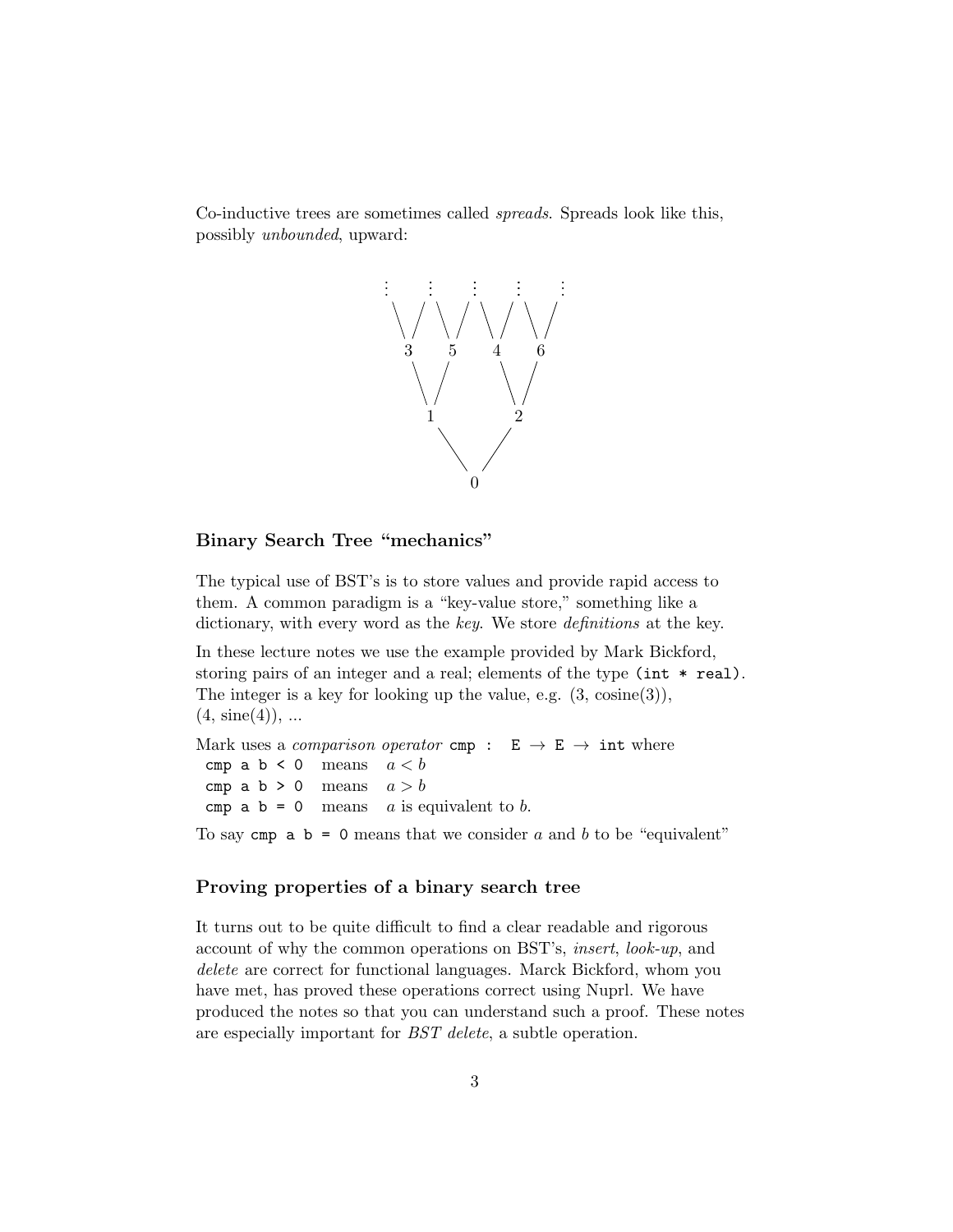Co-inductive trees are sometimes called *spreads*. Spreads look like this, possibly *unbounded*, upward:

```
 ⋮    ⋮    ⋮    ⋮    ⋮
  \  / \  / \  / \  /
   3    5    4    6
    \  /      \  /
     1          2
       \      /
          0
```

### Binary Search Tree "mechanics"

The typical use of BST's is to store values and provide rapid access to them. A common paradigm is a "key-value store," something like a dictionary, with every word as the *key*. We store *definitions* at the key.

In these lecture notes we use the example provided by Mark Bickford, storing pairs of an integer and a real; elements of the type `(int * real)`. The integer is a key for looking up the value, e.g. (3, cosine(3)), (4, sine(4)), ...

Mark uses a *comparison operator* `cmp : E → E → int` where

`cmp a b < 0` means $a < b$
`cmp a b > 0` means $a > b$
`cmp a b = 0` means $a$ is equivalent to $b$.

To say `cmp a b = 0` means that we consider $a$ and $b$ to be "equivalent"

### Proving properties of a binary search tree

It turns out to be quite difficult to find a clear readable and rigorous account of why the common operations on BST's, *insert*, *look-up*, and *delete* are correct for functional languages. Marck Bickford, whom you have met, has proved these operations correct using Nuprl. We have produced the notes so that you can understand such a proof. These notes are especially important for *BST delete*, a subtle operation.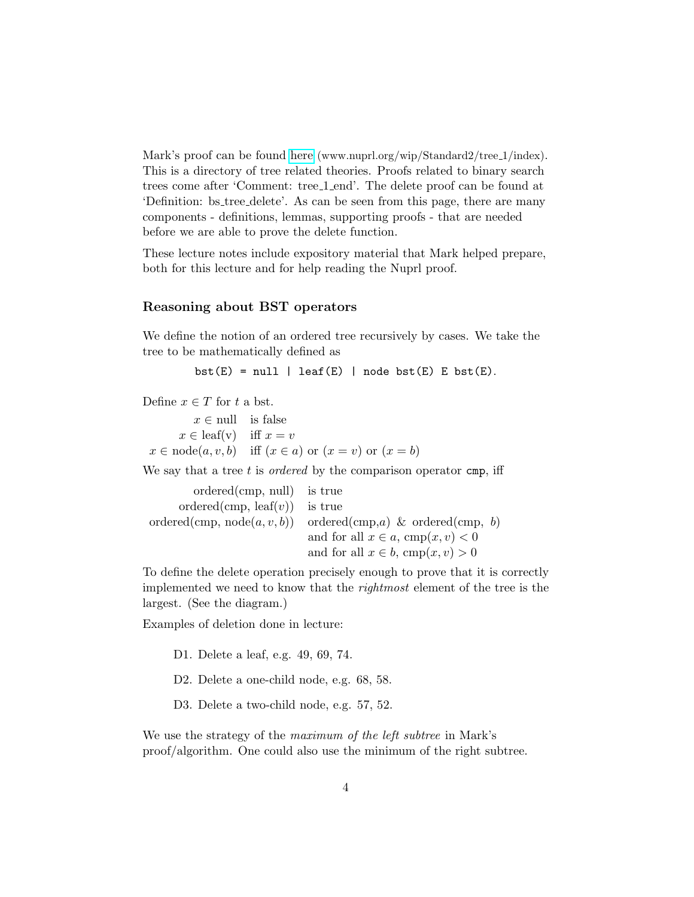Mark's proof can be found here (www.nuprl.org/wip/Standard2/tree_1/index). This is a directory of tree related theories. Proofs related to binary search trees come after 'Comment: tree_1_end'. The delete proof can be found at 'Definition: bs_tree_delete'. As can be seen from this page, there are many components - definitions, lemmas, supporting proofs - that are needed before we are able to prove the delete function.

These lecture notes include expository material that Mark helped prepare, both for this lecture and for help reading the Nuprl proof.

### Reasoning about BST operators

We define the notion of an ordered tree recursively by cases. We take the tree to be mathematically defined as

```
bst(E) = null | leaf(E) | node bst(E) E bst(E).
```

Define $x \in T$ for $t$ a bst.

| | |
|---|---|
| $x \in \text{null}$ | is false |
| $x \in \text{leaf(v)}$ | iff $x = v$ |
| $x \in \text{node}(a, v, b)$ | iff $(x \in a)$ or $(x = v)$ or $(x = b)$ |

We say that a tree $t$ is *ordered* by the comparison operator `cmp`, iff

| | |
|---|---|
| ordered(cmp, null) | is true |
| ordered(cmp, leaf($v$)) | is true |
| ordered(cmp, node($a, v, b$)) | ordered(cmp,$a$) & ordered(cmp, $b$) |
| | and for all $x \in a$, $\text{cmp}(x, v) < 0$ |
| | and for all $x \in b$, $\text{cmp}(x, v) > 0$ |

To define the delete operation precisely enough to prove that it is correctly implemented we need to know that the *rightmost* element of the tree is the largest. (See the diagram.)

Examples of deletion done in lecture:

D1. Delete a leaf, e.g. 49, 69, 74.

D2. Delete a one-child node, e.g. 68, 58.

D3. Delete a two-child node, e.g. 57, 52.

We use the strategy of the *maximum of the left subtree* in Mark's proof/algorithm. One could also use the minimum of the right subtree.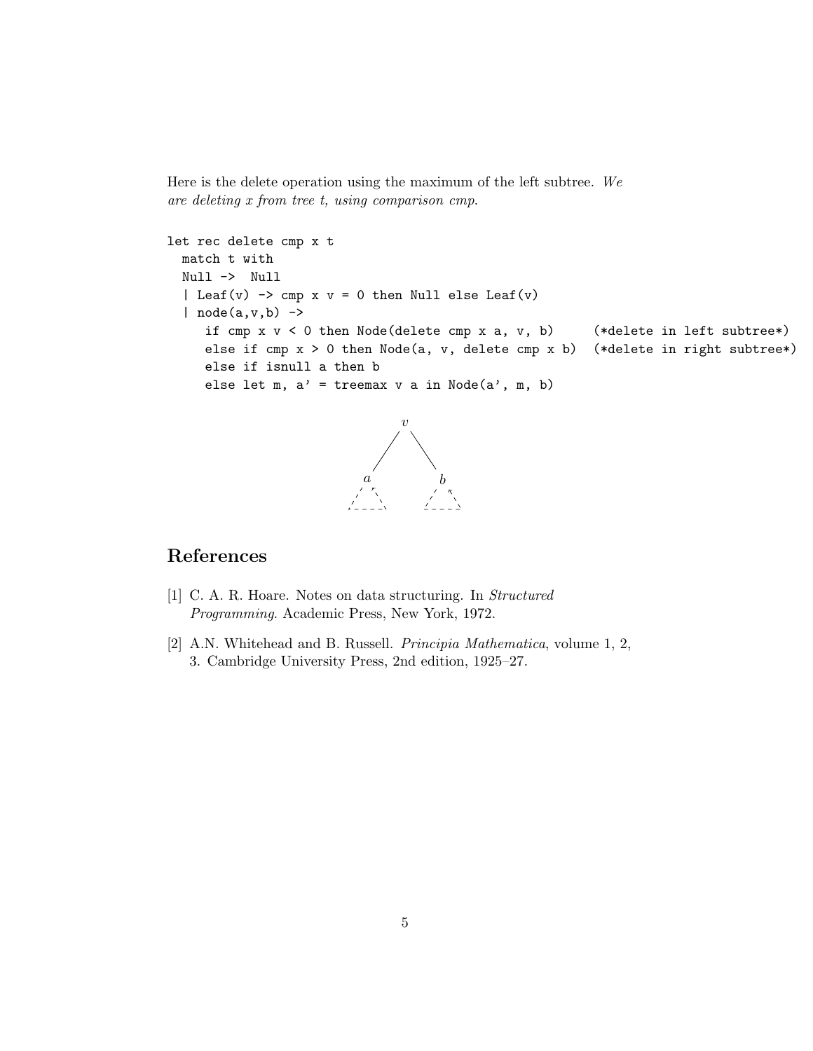Here is the delete operation using the maximum of the left subtree. *We are deleting x from tree t, using comparison cmp.*

```
let rec delete cmp x t
  match t with
  Null ->  Null
  | Leaf(v) -> cmp x v = 0 then Null else Leaf(v)
  | node(a,v,b) ->
     if cmp x v < 0 then Node(delete cmp x a, v, b)     (*delete in left subtree*)
     else if cmp x > 0 then Node(a, v, delete cmp x b)  (*delete in right subtree*)
     else if isnull a then b
     else let m, a' = treemax v a in Node(a', m, b)
```

## References

[1] C. A. R. Hoare. Notes on data structuring. In *Structured Programming*. Academic Press, New York, 1972.

[2] A.N. Whitehead and B. Russell. *Principia Mathematica*, volume 1, 2, 3. Cambridge University Press, 2nd edition, 1925–27.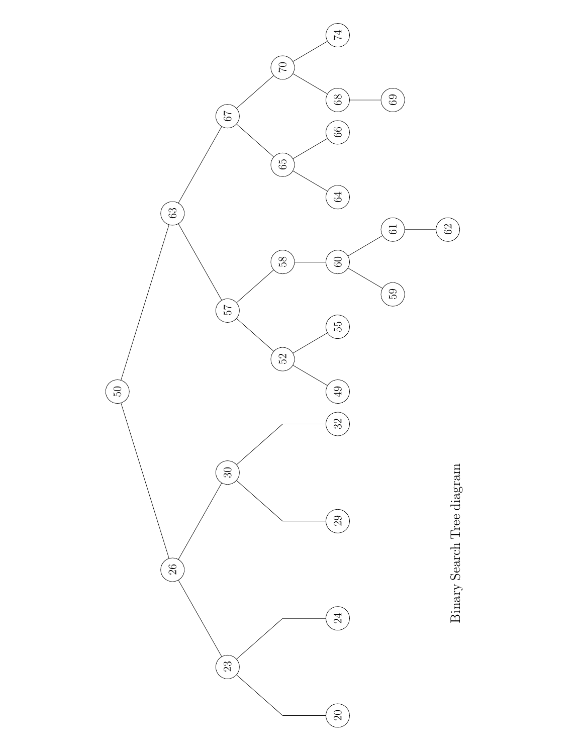Binary Search Tree diagram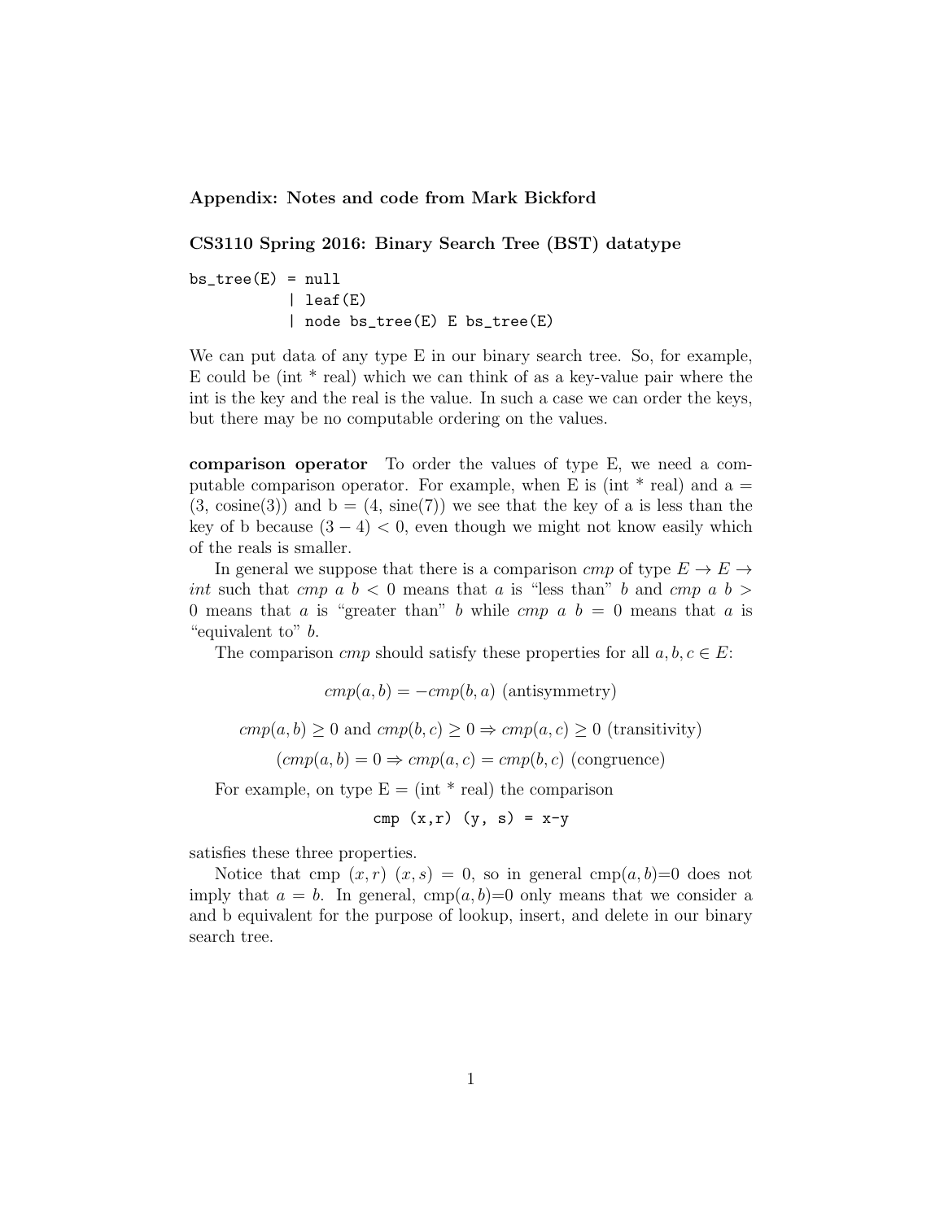### Appendix: Notes and code from Mark Bickford

### CS3110 Spring 2016: Binary Search Tree (BST) datatype

```
bs_tree(E) = null
           | leaf(E)
           | node bs_tree(E) E bs_tree(E)
```

We can put data of any type E in our binary search tree. So, for example, E could be (int * real) which we can think of as a key-value pair where the int is the key and the real is the value. In such a case we can order the keys, but there may be no computable ordering on the values.

**comparison operator** To order the values of type E, we need a computable comparison operator. For example, when E is (int * real) and a = (3, cosine(3)) and b = (4, sine(7)) we see that the key of a is less than the key of b because $(3 - 4) < 0$, even though we might not know easily which of the reals is smaller.

In general we suppose that there is a comparison *cmp* of type $E \to E \to int$ such that $cmp\ a\ b < 0$ means that $a$ is "less than" $b$ and $cmp\ a\ b > 0$ means that $a$ is "greater than" $b$ while $cmp\ a\ b = 0$ means that $a$ is "equivalent to" $b$.

The comparison *cmp* should satisfy these properties for all $a, b, c \in E$:

$$cmp(a, b) = -cmp(b, a) \text{ (antisymmetry)}$$

$$cmp(a, b) \geq 0 \text{ and } cmp(b, c) \geq 0 \Rightarrow cmp(a, c) \geq 0 \text{ (transitivity)}$$

$$(cmp(a, b) = 0 \Rightarrow cmp(a, c) = cmp(b, c) \text{ (congruence)}$$

For example, on type E = (int * real) the comparison

```
cmp (x,r) (y, s) = x-y
```

satisfies these three properties.

Notice that cmp $(x, r)$ $(x, s) = 0$, so in general cmp$(a, b)$=0 does not imply that $a = b$. In general, cmp$(a, b)$=0 only means that we consider a and b equivalent for the purpose of lookup, insert, and delete in our binary search tree.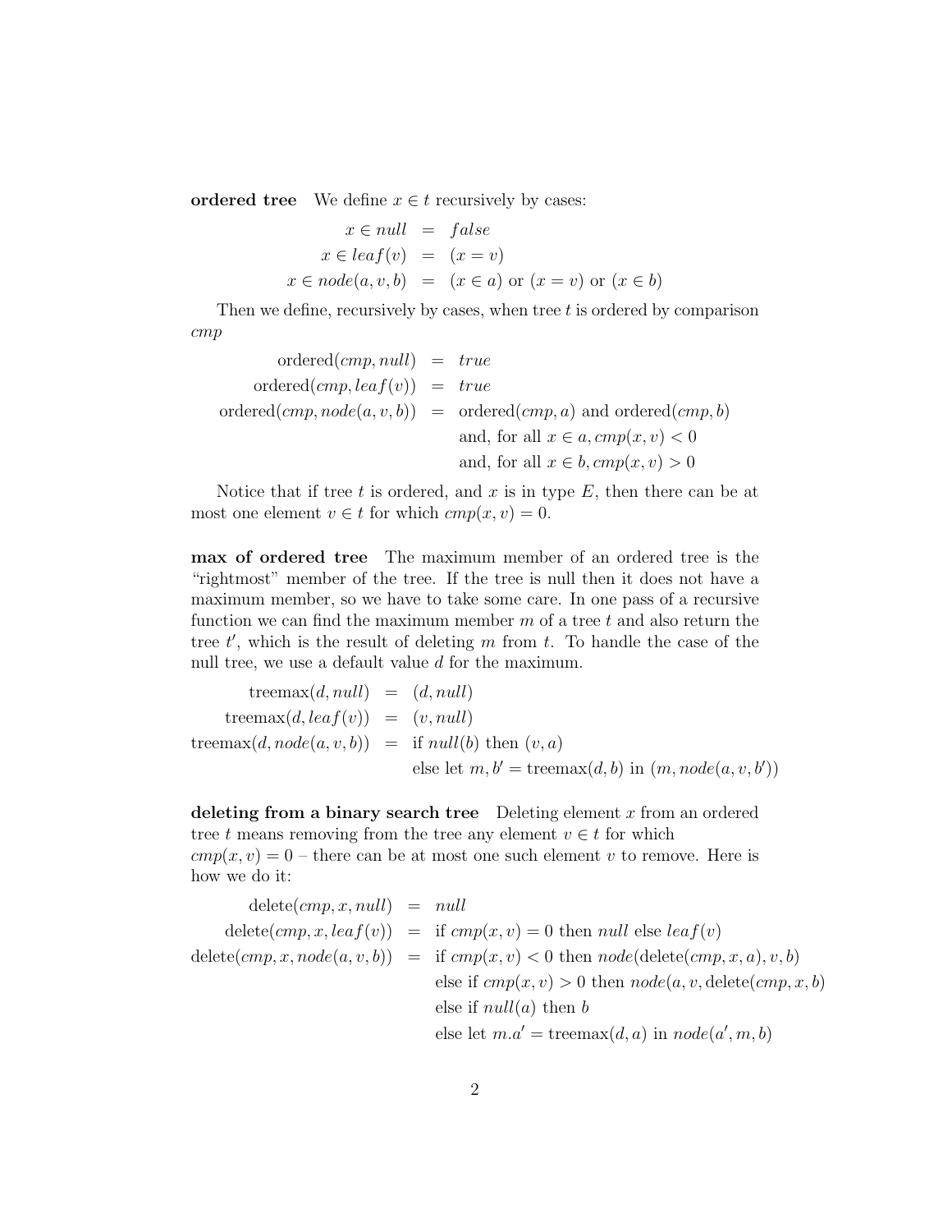**ordered tree** We define $x \in t$ recursively by cases:

$$
\begin{aligned}
x \in null &= false \\
x \in leaf(v) &= (x = v) \\
x \in node(a, v, b) &= (x \in a) \text{ or } (x = v) \text{ or } (x \in b)
\end{aligned}
$$

Then we define, recursively by cases, when tree $t$ is ordered by comparison $cmp$

$$
\begin{aligned}
\text{ordered}(cmp, null) &= true \\
\text{ordered}(cmp, leaf(v)) &= true \\
\text{ordered}(cmp, node(a, v, b)) &= \text{ordered}(cmp, a) \text{ and ordered}(cmp, b) \\
&\quad \text{and, for all } x \in a, cmp(x, v) < 0 \\
&\quad \text{and, for all } x \in b, cmp(x, v) > 0
\end{aligned}
$$

Notice that if tree $t$ is ordered, and $x$ is in type $E$, then there can be at most one element $v \in t$ for which $cmp(x, v) = 0$.

**max of ordered tree** The maximum member of an ordered tree is the "rightmost" member of the tree. If the tree is null then it does not have a maximum member, so we have to take some care. In one pass of a recursive function we can find the maximum member $m$ of a tree $t$ and also return the tree $t'$, which is the result of deleting $m$ from $t$. To handle the case of the null tree, we use a default value $d$ for the maximum.

$$
\begin{aligned}
\text{treemax}(d, null) &= (d, null) \\
\text{treemax}(d, leaf(v)) &= (v, null) \\
\text{treemax}(d, node(a, v, b)) &= \text{if } null(b) \text{ then } (v, a) \\
&\quad \text{else let } m, b' = \text{treemax}(d, b) \text{ in } (m, node(a, v, b'))
\end{aligned}
$$

**deleting from a binary search tree** Deleting element $x$ from an ordered tree $t$ means removing from the tree any element $v \in t$ for which $cmp(x, v) = 0$ – there can be at most one such element $v$ to remove. Here is how we do it:

$$
\begin{aligned}
\text{delete}(cmp, x, null) &= null \\
\text{delete}(cmp, x, leaf(v)) &= \text{if } cmp(x, v) = 0 \text{ then } null \text{ else } leaf(v) \\
\text{delete}(cmp, x, node(a, v, b)) &= \text{if } cmp(x, v) < 0 \text{ then } node(\text{delete}(cmp, x, a), v, b) \\
&\quad \text{else if } cmp(x, v) > 0 \text{ then } node(a, v, \text{delete}(cmp, x, b) \\
&\quad \text{else if } null(a) \text{ then } b \\
&\quad \text{else let } m.a' = \text{treemax}(d, a) \text{ in } node(a', m, b)
\end{aligned}
$$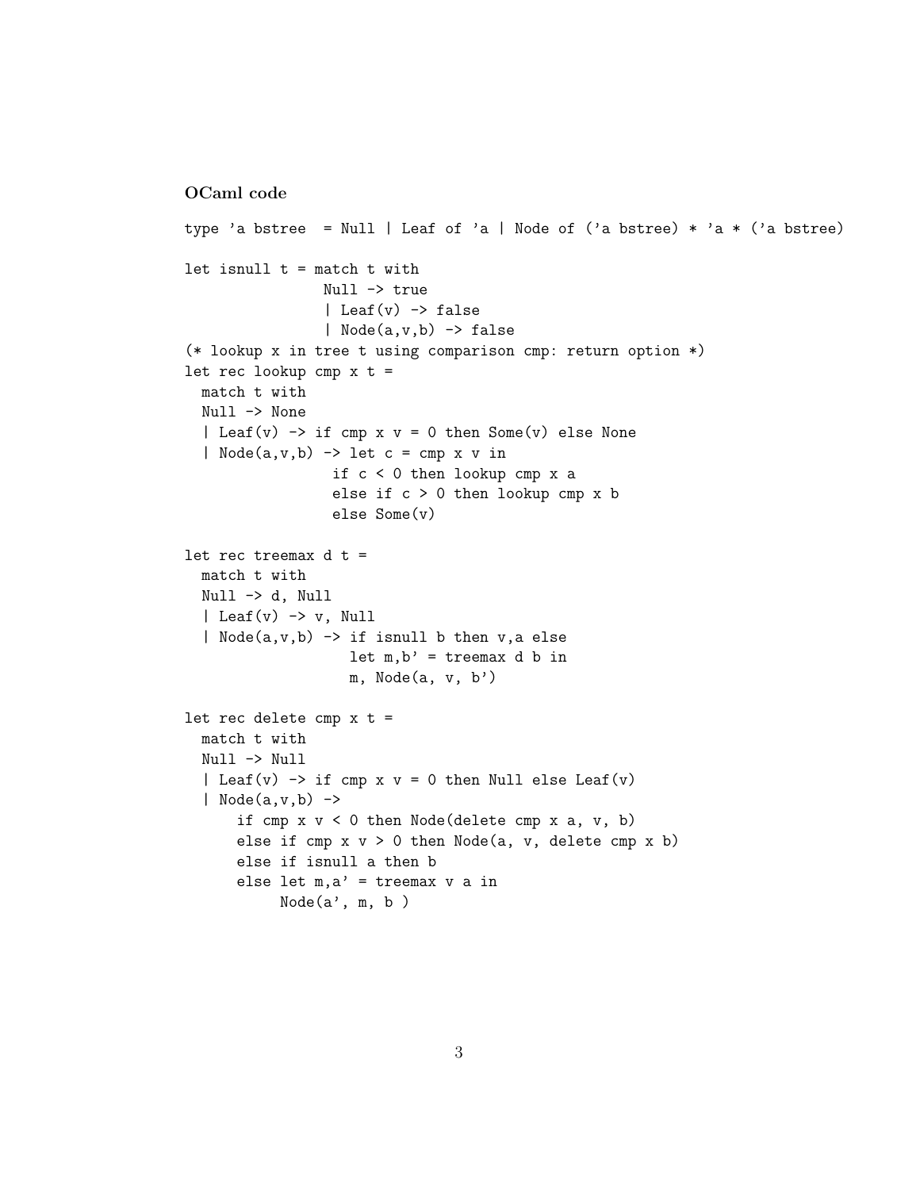**OCaml code**

```
type 'a bstree  = Null | Leaf of 'a | Node of ('a bstree) * 'a * ('a bstree)

let isnull t = match t with
                Null -> true
                | Leaf(v) -> false
                | Node(a,v,b) -> false
(* lookup x in tree t using comparison cmp: return option *)
let rec lookup cmp x t =
  match t with
  Null -> None
  | Leaf(v) -> if cmp x v = 0 then Some(v) else None
  | Node(a,v,b) -> let c = cmp x v in
                 if c < 0 then lookup cmp x a
                 else if c > 0 then lookup cmp x b
                 else Some(v)

let rec treemax d t =
  match t with
  Null -> d, Null
  | Leaf(v) -> v, Null
  | Node(a,v,b) -> if isnull b then v,a else
                   let m,b' = treemax d b in
                   m, Node(a, v, b')

let rec delete cmp x t =
  match t with
  Null -> Null
  | Leaf(v) -> if cmp x v = 0 then Null else Leaf(v)
  | Node(a,v,b) ->
      if cmp x v < 0 then Node(delete cmp x a, v, b)
      else if cmp x v > 0 then Node(a, v, delete cmp x b)
      else if isnull a then b
      else let m,a' = treemax v a in
           Node(a', m, b )
```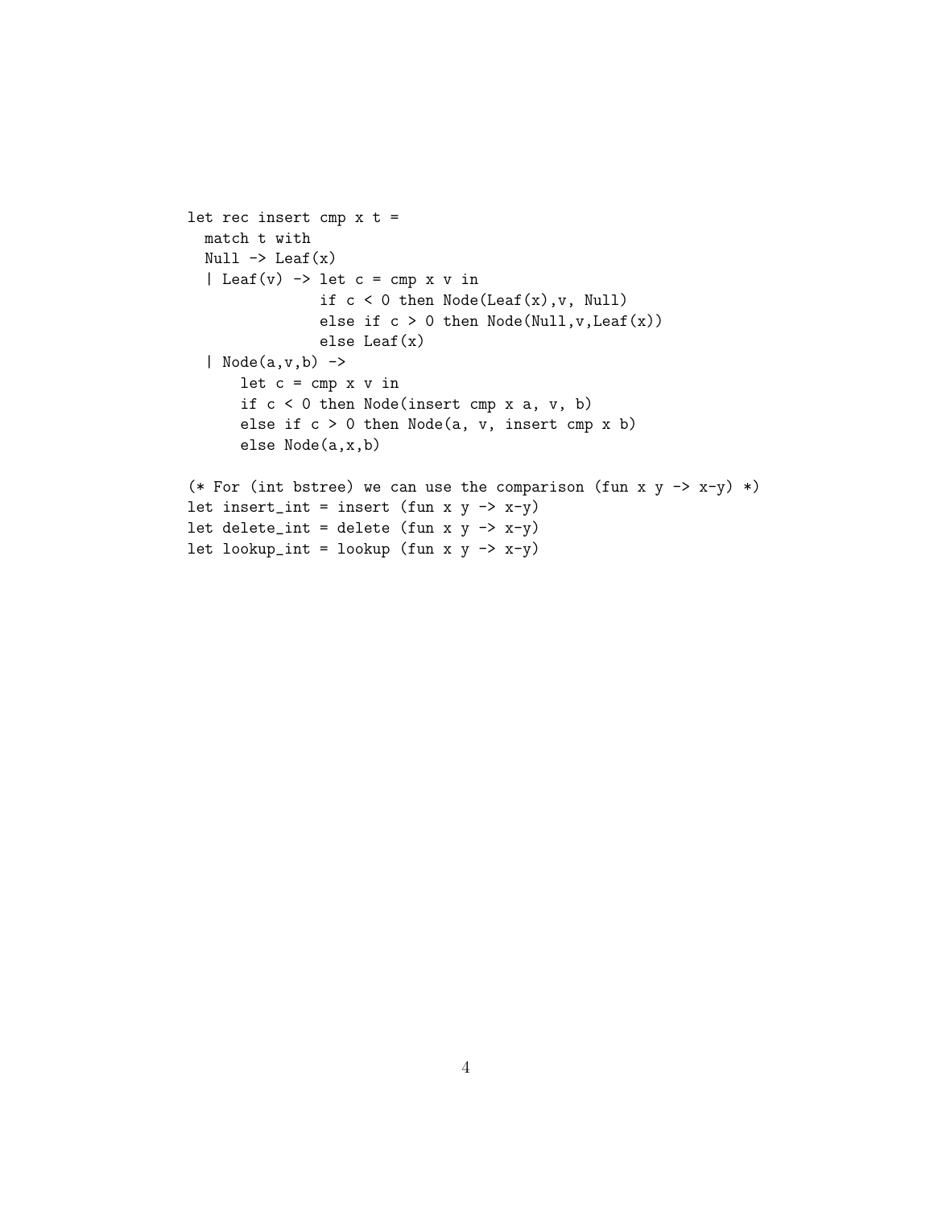```
let rec insert cmp x t =
  match t with
  Null -> Leaf(x)
  | Leaf(v) -> let c = cmp x v in
               if c < 0 then Node(Leaf(x),v, Null)
               else if c > 0 then Node(Null,v,Leaf(x))
               else Leaf(x)
  | Node(a,v,b) ->
      let c = cmp x v in
      if c < 0 then Node(insert cmp x a, v, b)
      else if c > 0 then Node(a, v, insert cmp x b)
      else Node(a,x,b)

(* For (int bstree) we can use the comparison (fun x y -> x-y) *)
let insert_int = insert (fun x y -> x-y)
let delete_int = delete (fun x y -> x-y)
let lookup_int = lookup (fun x y -> x-y)
```